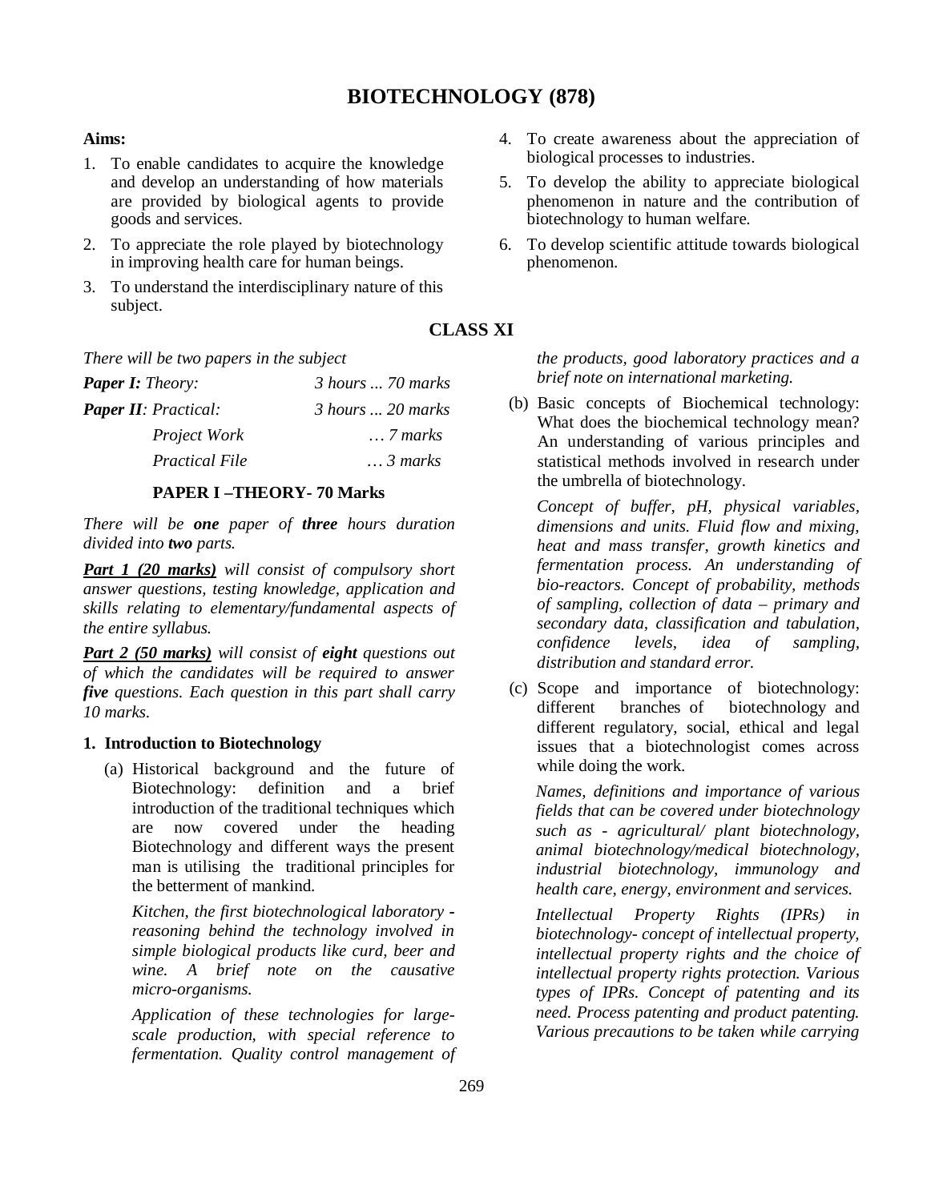# BIOTECHNOLOGY (878)

**Aims:**

1. To enable candidates to acquire the knowledge and develop an understanding of how materials are provided by biological agents to provide goods and services.
2. To appreciate the role played by biotechnology in improving health care for human beings.
3. To understand the interdisciplinary nature of this subject.
4. To create awareness about the appreciation of biological processes to industries.
5. To develop the ability to appreciate biological phenomenon in nature and the contribution of biotechnology to human welfare.
6. To develop scientific attitude towards biological phenomenon.

## CLASS XI

*There will be two papers in the subject*

| | |
|---|---|
| ***Paper I:** Theory:* | *3 hours ... 70 marks* |
| ***Paper II**: Practical:* | *3 hours ... 20 marks* |
| *Project Work* | *... 7 marks* |
| *Practical File* | *... 3 marks* |

### PAPER I –THEORY- 70 Marks

*There will be **one** paper of **three** hours duration divided into **two** parts.*

***Part 1 (20 marks)** will consist of compulsory short answer questions, testing knowledge, application and skills relating to elementary/fundamental aspects of the entire syllabus.*

***Part 2 (50 marks)** will consist of **eight** questions out of which the candidates will be required to answer **five** questions. Each question in this part shall carry 10 marks.*

**1. Introduction to Biotechnology**

(a) Historical background and the future of Biotechnology: definition and a brief introduction of the traditional techniques which are now covered under the heading Biotechnology and different ways the present man is utilising the traditional principles for the betterment of mankind.

*Kitchen, the first biotechnological laboratory - reasoning behind the technology involved in simple biological products like curd, beer and wine. A brief note on the causative micro-organisms.*

*Application of these technologies for large-scale production, with special reference to fermentation. Quality control management of the products, good laboratory practices and a brief note on international marketing.*

(b) Basic concepts of Biochemical technology: What does the biochemical technology mean? An understanding of various principles and statistical methods involved in research under the umbrella of biotechnology.

*Concept of buffer, pH, physical variables, dimensions and units. Fluid flow and mixing, heat and mass transfer, growth kinetics and fermentation process. An understanding of bio-reactors. Concept of probability, methods of sampling, collection of data – primary and secondary data, classification and tabulation, confidence levels, idea of sampling, distribution and standard error.*

(c) Scope and importance of biotechnology: different branches of biotechnology and different regulatory, social, ethical and legal issues that a biotechnologist comes across while doing the work.

*Names, definitions and importance of various fields that can be covered under biotechnology such as - agricultural/ plant biotechnology, animal biotechnology/medical biotechnology, industrial biotechnology, immunology and health care, energy, environment and services.*

*Intellectual Property Rights (IPRs) in biotechnology- concept of intellectual property, intellectual property rights and the choice of intellectual property rights protection. Various types of IPRs. Concept of patenting and its need. Process patenting and product patenting. Various precautions to be taken while carrying*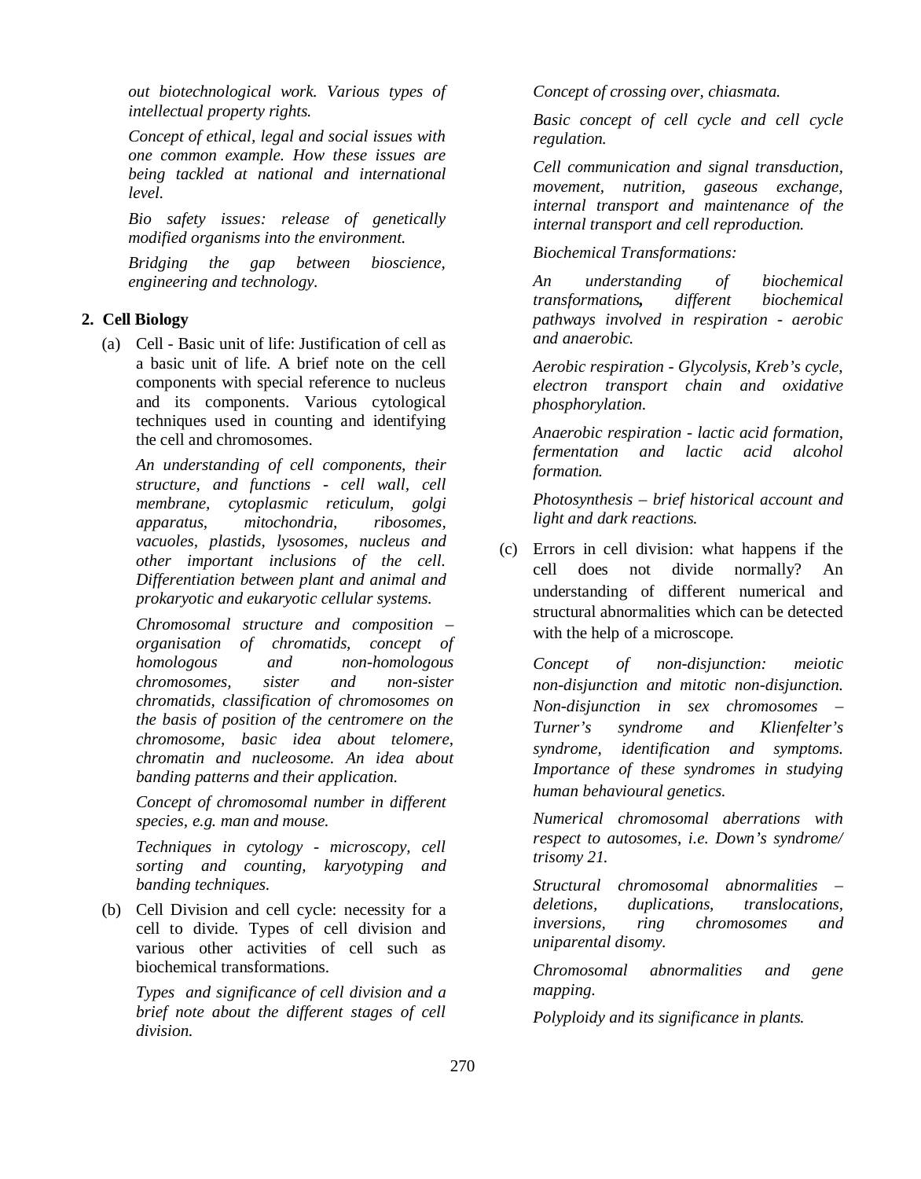*out biotechnological work. Various types of intellectual property rights.*

*Concept of ethical, legal and social issues with one common example. How these issues are being tackled at national and international level.*

*Bio safety issues: release of genetically modified organisms into the environment.*

*Bridging the gap between bioscience, engineering and technology.*

## 2. Cell Biology

(a) Cell - Basic unit of life: Justification of cell as a basic unit of life. A brief note on the cell components with special reference to nucleus and its components. Various cytological techniques used in counting and identifying the cell and chromosomes.

*An understanding of cell components, their structure, and functions - cell wall, cell membrane, cytoplasmic reticulum, golgi apparatus, mitochondria, ribosomes, vacuoles, plastids, lysosomes, nucleus and other important inclusions of the cell. Differentiation between plant and animal and prokaryotic and eukaryotic cellular systems.*

*Chromosomal structure and composition – organisation of chromatids, concept of homologous and non-homologous chromosomes, sister and non-sister chromatids, classification of chromosomes on the basis of position of the centromere on the chromosome, basic idea about telomere, chromatin and nucleosome. An idea about banding patterns and their application.*

*Concept of chromosomal number in different species, e.g. man and mouse.*

*Techniques in cytology - microscopy, cell sorting and counting, karyotyping and banding techniques.*

(b) Cell Division and cell cycle: necessity for a cell to divide. Types of cell division and various other activities of cell such as biochemical transformations.

*Types and significance of cell division and a brief note about the different stages of cell division.*

*Concept of crossing over, chiasmata.*

*Basic concept of cell cycle and cell cycle regulation.*

*Cell communication and signal transduction, movement, nutrition, gaseous exchange, internal transport and maintenance of the internal transport and cell reproduction.*

*Biochemical Transformations:*

*An understanding of biochemical transformations, different biochemical pathways involved in respiration - aerobic and anaerobic.*

*Aerobic respiration - Glycolysis, Kreb's cycle, electron transport chain and oxidative phosphorylation.*

*Anaerobic respiration - lactic acid formation, fermentation and lactic acid alcohol formation.*

*Photosynthesis – brief historical account and light and dark reactions.*

(c) Errors in cell division: what happens if the cell does not divide normally? An understanding of different numerical and structural abnormalities which can be detected with the help of a microscope.

*Concept of non-disjunction: meiotic non-disjunction and mitotic non-disjunction. Non-disjunction in sex chromosomes – Turner's syndrome and Klienfelter's syndrome, identification and symptoms. Importance of these syndromes in studying human behavioural genetics.*

*Numerical chromosomal aberrations with respect to autosomes, i.e. Down's syndrome/ trisomy 21.*

*Structural chromosomal abnormalities – deletions, duplications, translocations, inversions, ring chromosomes and uniparental disomy.*

*Chromosomal abnormalities and gene mapping.*

*Polyploidy and its significance in plants.*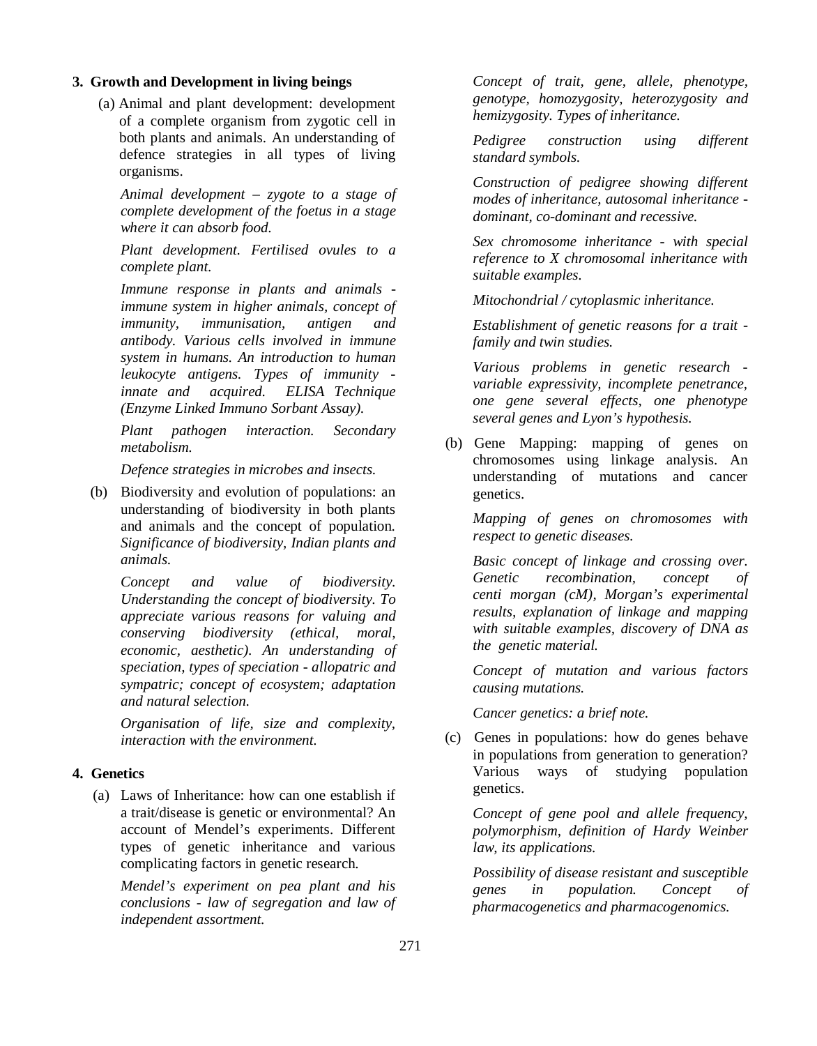**3. Growth and Development in living beings**

(a) Animal and plant development: development of a complete organism from zygotic cell in both plants and animals. An understanding of defence strategies in all types of living organisms.

*Animal development – zygote to a stage of complete development of the foetus in a stage where it can absorb food.*

*Plant development. Fertilised ovules to a complete plant.*

*Immune response in plants and animals - immune system in higher animals, concept of immunity, immunisation, antigen and antibody. Various cells involved in immune system in humans. An introduction to human leukocyte antigens. Types of immunity - innate and acquired. ELISA Technique (Enzyme Linked Immuno Sorbant Assay).*

*Plant pathogen interaction. Secondary metabolism.*

*Defence strategies in microbes and insects.*

(b) Biodiversity and evolution of populations: an understanding of biodiversity in both plants and animals and the concept of population. *Significance of biodiversity, Indian plants and animals.*

*Concept and value of biodiversity. Understanding the concept of biodiversity. To appreciate various reasons for valuing and conserving biodiversity (ethical, moral, economic, aesthetic). An understanding of speciation, types of speciation - allopatric and sympatric; concept of ecosystem; adaptation and natural selection.*

*Organisation of life, size and complexity, interaction with the environment.*

**4. Genetics**

(a) Laws of Inheritance: how can one establish if a trait/disease is genetic or environmental? An account of Mendel's experiments. Different types of genetic inheritance and various complicating factors in genetic research.

*Mendel's experiment on pea plant and his conclusions - law of segregation and law of independent assortment.*

*Concept of trait, gene, allele, phenotype, genotype, homozygosity, heterozygosity and hemizygosity. Types of inheritance.*

*Pedigree construction using different standard symbols.*

*Construction of pedigree showing different modes of inheritance, autosomal inheritance - dominant, co-dominant and recessive.*

*Sex chromosome inheritance - with special reference to X chromosomal inheritance with suitable examples.*

*Mitochondrial / cytoplasmic inheritance.*

*Establishment of genetic reasons for a trait - family and twin studies.*

*Various problems in genetic research - variable expressivity, incomplete penetrance, one gene several effects, one phenotype several genes and Lyon's hypothesis.*

(b) Gene Mapping: mapping of genes on chromosomes using linkage analysis. An understanding of mutations and cancer genetics.

*Mapping of genes on chromosomes with respect to genetic diseases.*

*Basic concept of linkage and crossing over. Genetic recombination, concept of centi morgan (cM), Morgan's experimental results, explanation of linkage and mapping with suitable examples, discovery of DNA as the genetic material.*

*Concept of mutation and various factors causing mutations.*

*Cancer genetics: a brief note.*

(c) Genes in populations: how do genes behave in populations from generation to generation? Various ways of studying population genetics.

*Concept of gene pool and allele frequency, polymorphism, definition of Hardy Weinber law, its applications.*

*Possibility of disease resistant and susceptible genes in population. Concept of pharmacogenetics and pharmacogenomics.*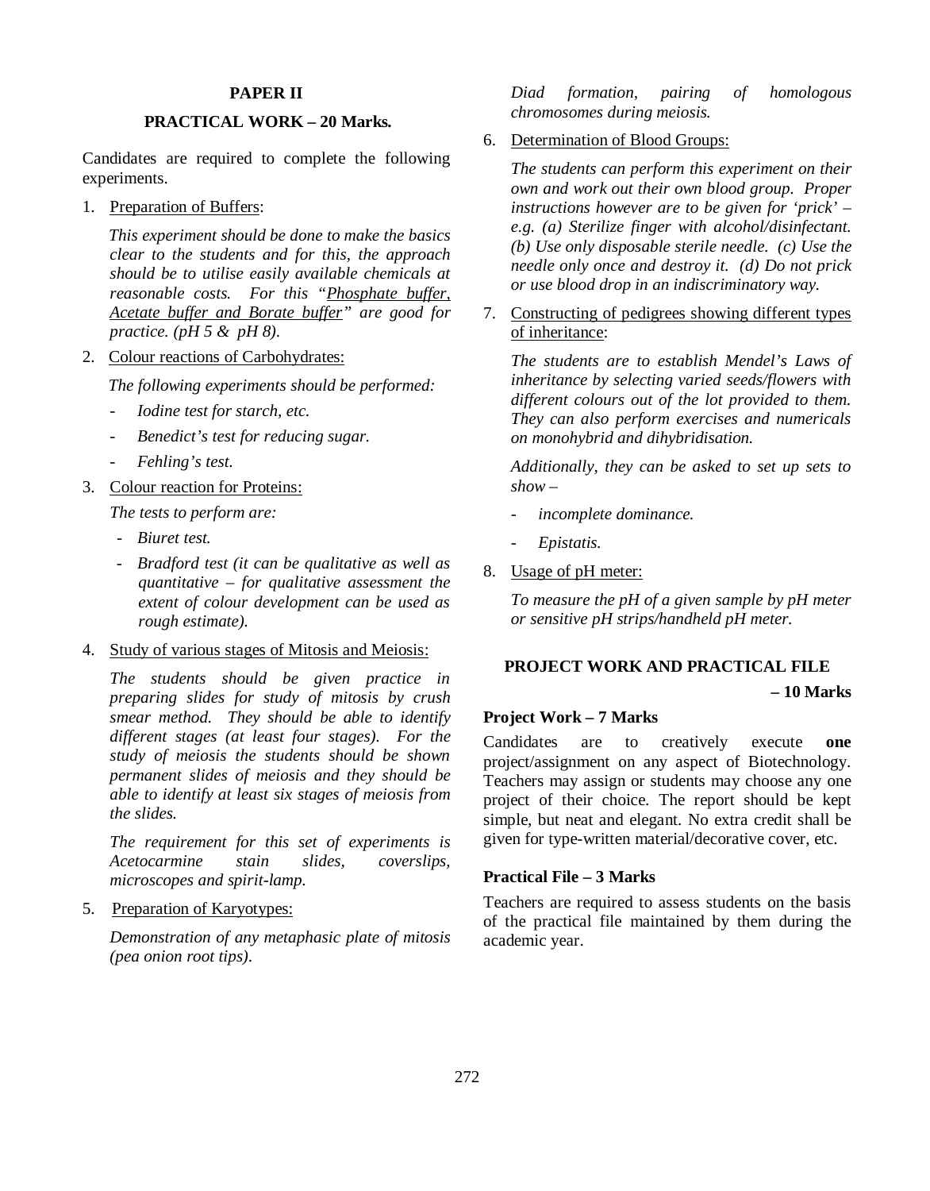## PAPER II

### PRACTICAL WORK – 20 Marks.

Candidates are required to complete the following experiments.

1. Preparation of Buffers:

   *This experiment should be done to make the basics clear to the students and for this, the approach should be to utilise easily available chemicals at reasonable costs. For this "Phosphate buffer, Acetate buffer and Borate buffer" are good for practice. (pH 5 & pH 8).*

2. Colour reactions of Carbohydrates:

   *The following experiments should be performed:*

   - *Iodine test for starch, etc.*
   - *Benedict's test for reducing sugar.*
   - *Fehling's test.*

3. Colour reaction for Proteins:

   *The tests to perform are:*

   - *Biuret test.*
   - *Bradford test (it can be qualitative as well as quantitative – for qualitative assessment the extent of colour development can be used as rough estimate).*

4. Study of various stages of Mitosis and Meiosis:

   *The students should be given practice in preparing slides for study of mitosis by crush smear method. They should be able to identify different stages (at least four stages). For the study of meiosis the students should be shown permanent slides of meiosis and they should be able to identify at least six stages of meiosis from the slides.*

   *The requirement for this set of experiments is Acetocarmine stain slides, coverslips, microscopes and spirit-lamp.*

5. Preparation of Karyotypes:

   *Demonstration of any metaphasic plate of mitosis (pea onion root tips).*

   *Diad formation, pairing of homologous chromosomes during meiosis.*

6. Determination of Blood Groups:

   *The students can perform this experiment on their own and work out their own blood group. Proper instructions however are to be given for 'prick' – e.g. (a) Sterilize finger with alcohol/disinfectant. (b) Use only disposable sterile needle. (c) Use the needle only once and destroy it. (d) Do not prick or use blood drop in an indiscriminatory way.*

7. Constructing of pedigrees showing different types of inheritance:

   *The students are to establish Mendel's Laws of inheritance by selecting varied seeds/flowers with different colours out of the lot provided to them. They can also perform exercises and numericals on monohybrid and dihybridisation.*

   *Additionally, they can be asked to set up sets to show –*

   - *incomplete dominance.*
   - *Epistatis.*

8. Usage of pH meter:

   *To measure the pH of a given sample by pH meter or sensitive pH strips/handheld pH meter.*

### PROJECT WORK AND PRACTICAL FILE – 10 Marks

**Project Work – 7 Marks**

Candidates are to creatively execute **one** project/assignment on any aspect of Biotechnology. Teachers may assign or students may choose any one project of their choice. The report should be kept simple, but neat and elegant. No extra credit shall be given for type-written material/decorative cover, etc.

**Practical File – 3 Marks**

Teachers are required to assess students on the basis of the practical file maintained by them during the academic year.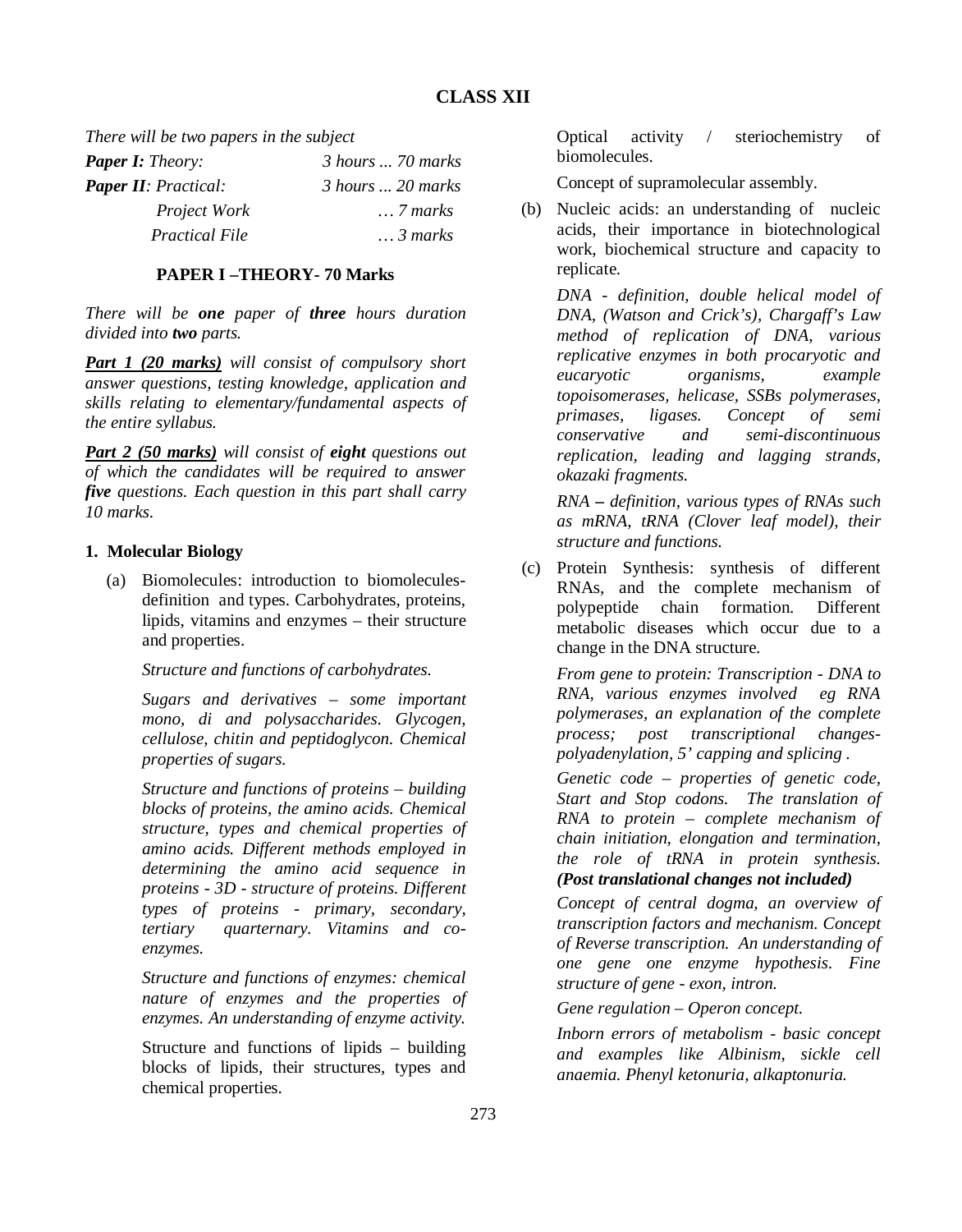## CLASS XII

*There will be two papers in the subject*

| | |
|---|---|
| ***Paper I:*** *Theory:* | *3 hours ... 70 marks* |
| ***Paper II****: Practical:* | *3 hours ... 20 marks* |
| *Project Work* | *… 7 marks* |
| *Practical File* | *… 3 marks* |

### PAPER I –THEORY- 70 Marks

*There will be* ***one*** *paper of* ***three*** *hours duration divided into* ***two*** *parts.*

***Part 1 (20 marks)*** *will consist of compulsory short answer questions, testing knowledge, application and skills relating to elementary/fundamental aspects of the entire syllabus.*

***Part 2 (50 marks)*** *will consist of* ***eight*** *questions out of which the candidates will be required to answer* ***five*** *questions. Each question in this part shall carry 10 marks.*

**1. Molecular Biology**

(a) Biomolecules: introduction to biomolecules-definition and types. Carbohydrates, proteins, lipids, vitamins and enzymes – their structure and properties.

*Structure and functions of carbohydrates.*

*Sugars and derivatives – some important mono, di and polysaccharides. Glycogen, cellulose, chitin and peptidoglycon. Chemical properties of sugars.*

*Structure and functions of proteins – building blocks of proteins, the amino acids. Chemical structure, types and chemical properties of amino acids. Different methods employed in determining the amino acid sequence in proteins - 3D - structure of proteins. Different types of proteins - primary, secondary, tertiary quarternary. Vitamins and co-enzymes.*

*Structure and functions of enzymes: chemical nature of enzymes and the properties of enzymes. An understanding of enzyme activity.*

Structure and functions of lipids – building blocks of lipids, their structures, types and chemical properties.

Optical activity / steriochemistry of biomolecules.

Concept of supramolecular assembly.

(b) Nucleic acids: an understanding of nucleic acids, their importance in biotechnological work, biochemical structure and capacity to replicate.

*DNA - definition, double helical model of DNA, (Watson and Crick's), Chargaff's Law method of replication of DNA, various replicative enzymes in both procaryotic and eucaryotic organisms, example topoisomerases, helicase, SSBs polymerases, primases, ligases. Concept of semi conservative and semi-discontinuous replication, leading and lagging strands, okazaki fragments.*

*RNA – definition, various types of RNAs such as mRNA, tRNA (Clover leaf model), their structure and functions.*

(c) Protein Synthesis: synthesis of different RNAs, and the complete mechanism of polypeptide chain formation. Different metabolic diseases which occur due to a change in the DNA structure.

*From gene to protein: Transcription - DNA to RNA, various enzymes involved eg RNA polymerases, an explanation of the complete process; post transcriptional changes-polyadenylation, 5' capping and splicing .*

*Genetic code – properties of genetic code, Start and Stop codons. The translation of RNA to protein – complete mechanism of chain initiation, elongation and termination, the role of tRNA in protein synthesis.* ***(Post translational changes not included)***

*Concept of central dogma, an overview of transcription factors and mechanism. Concept of Reverse transcription. An understanding of one gene one enzyme hypothesis. Fine structure of gene - exon, intron.*

*Gene regulation – Operon concept.*

*Inborn errors of metabolism - basic concept and examples like Albinism, sickle cell anaemia. Phenyl ketonuria, alkaptonuria.*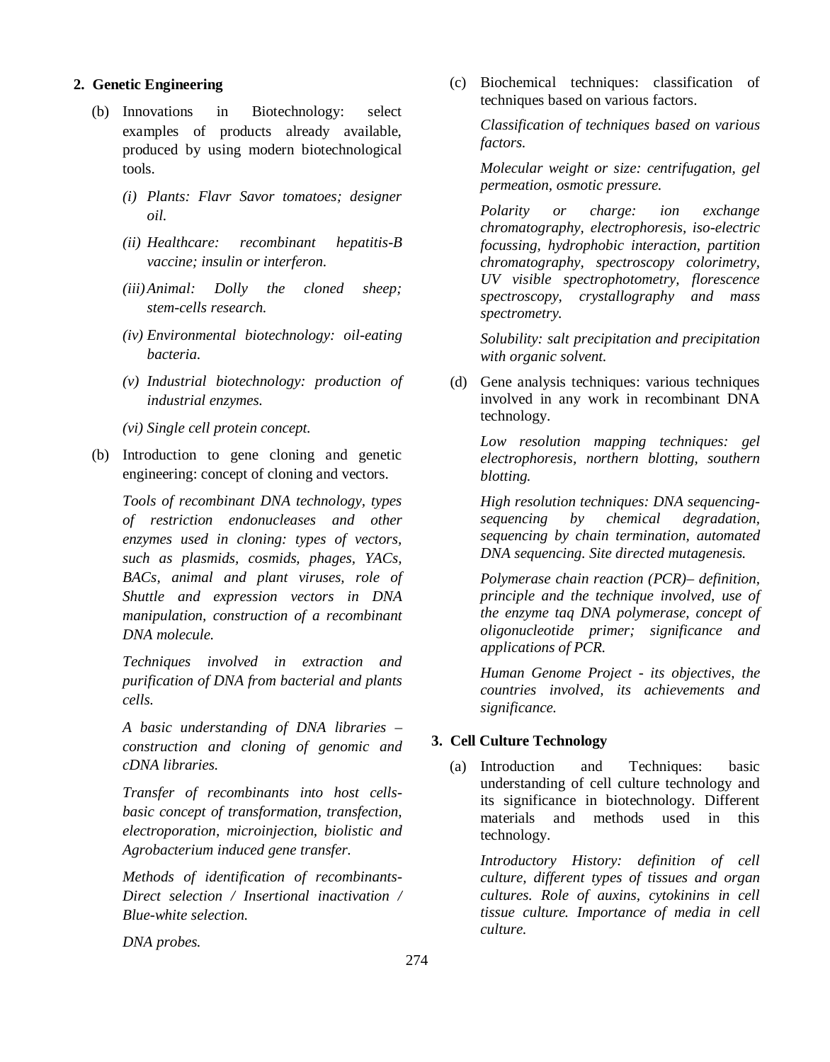2. **Genetic Engineering**

(b) Innovations in Biotechnology: select examples of products already available, produced by using modern biotechnological tools.

*(i) Plants: Flavr Savor tomatoes; designer oil.*

*(ii) Healthcare: recombinant hepatitis-B vaccine; insulin or interferon.*

*(iii) Animal: Dolly the cloned sheep; stem-cells research.*

*(iv) Environmental biotechnology: oil-eating bacteria.*

*(v) Industrial biotechnology: production of industrial enzymes.*

*(vi) Single cell protein concept.*

(b) Introduction to gene cloning and genetic engineering: concept of cloning and vectors.

*Tools of recombinant DNA technology, types of restriction endonucleases and other enzymes used in cloning: types of vectors, such as plasmids, cosmids, phages, YACs, BACs, animal and plant viruses, role of Shuttle and expression vectors in DNA manipulation, construction of a recombinant DNA molecule.*

*Techniques involved in extraction and purification of DNA from bacterial and plants cells.*

*A basic understanding of DNA libraries – construction and cloning of genomic and cDNA libraries.*

*Transfer of recombinants into host cells- basic concept of transformation, transfection, electroporation, microinjection, biolistic and Agrobacterium induced gene transfer.*

*Methods of identification of recombinants- Direct selection / Insertional inactivation / Blue-white selection.*

*DNA probes.*

(c) Biochemical techniques: classification of techniques based on various factors.

*Classification of techniques based on various factors.*

*Molecular weight or size: centrifugation, gel permeation, osmotic pressure.*

*Polarity or charge: ion exchange chromatography, electrophoresis, iso-electric focussing, hydrophobic interaction, partition chromatography, spectroscopy colorimetry, UV visible spectrophotometry, florescence spectroscopy, crystallography and mass spectrometry.*

*Solubility: salt precipitation and precipitation with organic solvent.*

(d) Gene analysis techniques: various techniques involved in any work in recombinant DNA technology.

*Low resolution mapping techniques: gel electrophoresis, northern blotting, southern blotting.*

*High resolution techniques: DNA sequencing- sequencing by chemical degradation, sequencing by chain termination, automated DNA sequencing. Site directed mutagenesis.*

*Polymerase chain reaction (PCR)– definition, principle and the technique involved, use of the enzyme taq DNA polymerase, concept of oligonucleotide primer; significance and applications of PCR.*

*Human Genome Project - its objectives, the countries involved, its achievements and significance.*

3. **Cell Culture Technology**

(a) Introduction and Techniques: basic understanding of cell culture technology and its significance in biotechnology. Different materials and methods used in this technology.

*Introductory History: definition of cell culture, different types of tissues and organ cultures. Role of auxins, cytokinins in cell tissue culture. Importance of media in cell culture.*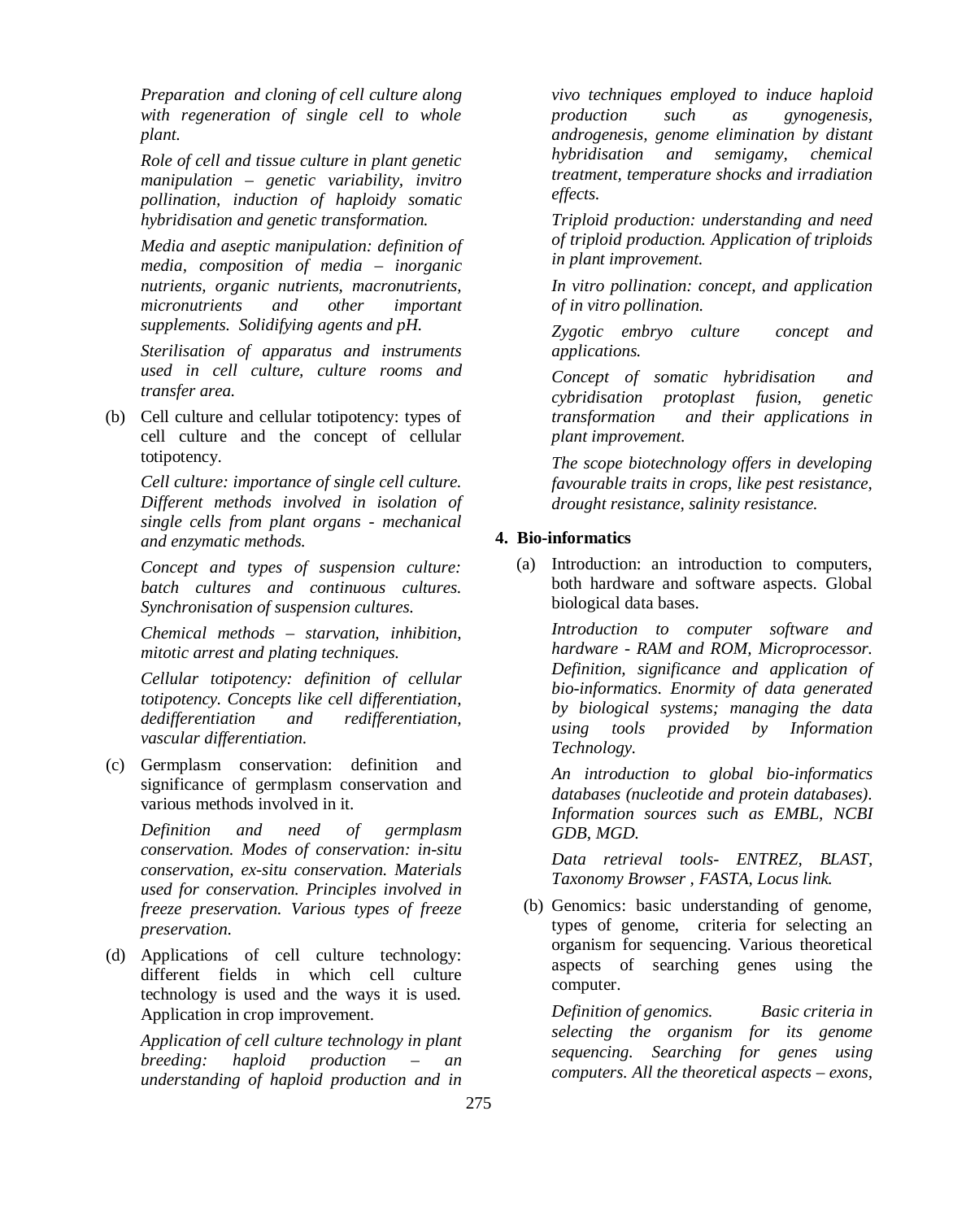*Preparation and cloning of cell culture along with regeneration of single cell to whole plant.*

*Role of cell and tissue culture in plant genetic manipulation – genetic variability, invitro pollination, induction of haploidy somatic hybridisation and genetic transformation.*

*Media and aseptic manipulation: definition of media, composition of media – inorganic nutrients, organic nutrients, macronutrients, micronutrients and other important supplements. Solidifying agents and pH.*

*Sterilisation of apparatus and instruments used in cell culture, culture rooms and transfer area.*

(b) Cell culture and cellular totipotency: types of cell culture and the concept of cellular totipotency.

*Cell culture: importance of single cell culture. Different methods involved in isolation of single cells from plant organs - mechanical and enzymatic methods.*

*Concept and types of suspension culture: batch cultures and continuous cultures. Synchronisation of suspension cultures.*

*Chemical methods – starvation, inhibition, mitotic arrest and plating techniques.*

*Cellular totipotency: definition of cellular totipotency. Concepts like cell differentiation, dedifferentiation and redifferentiation, vascular differentiation.*

(c) Germplasm conservation: definition and significance of germplasm conservation and various methods involved in it.

*Definition and need of germplasm conservation. Modes of conservation: in-situ conservation, ex-situ conservation. Materials used for conservation. Principles involved in freeze preservation. Various types of freeze preservation.*

(d) Applications of cell culture technology: different fields in which cell culture technology is used and the ways it is used. Application in crop improvement.

*Application of cell culture technology in plant breeding: haploid production – an understanding of haploid production and in vivo techniques employed to induce haploid production such as gynogenesis, androgenesis, genome elimination by distant hybridisation and semigamy, chemical treatment, temperature shocks and irradiation effects.*

*Triploid production: understanding and need of triploid production. Application of triploids in plant improvement.*

*In vitro pollination: concept, and application of in vitro pollination.*

*Zygotic embryo culture concept and applications.*

*Concept of somatic hybridisation and cybridisation protoplast fusion, genetic transformation and their applications in plant improvement.*

*The scope biotechnology offers in developing favourable traits in crops, like pest resistance, drought resistance, salinity resistance.*

**4. Bio-informatics**

(a) Introduction: an introduction to computers, both hardware and software aspects. Global biological data bases.

*Introduction to computer software and hardware - RAM and ROM, Microprocessor. Definition, significance and application of bio-informatics. Enormity of data generated by biological systems; managing the data using tools provided by Information Technology.*

*An introduction to global bio-informatics databases (nucleotide and protein databases). Information sources such as EMBL, NCBI GDB, MGD.*

*Data retrieval tools- ENTREZ, BLAST, Taxonomy Browser , FASTA, Locus link.*

(b) Genomics: basic understanding of genome, types of genome, criteria for selecting an organism for sequencing. Various theoretical aspects of searching genes using the computer.

*Definition of genomics. Basic criteria in selecting the organism for its genome sequencing. Searching for genes using computers. All the theoretical aspects – exons,*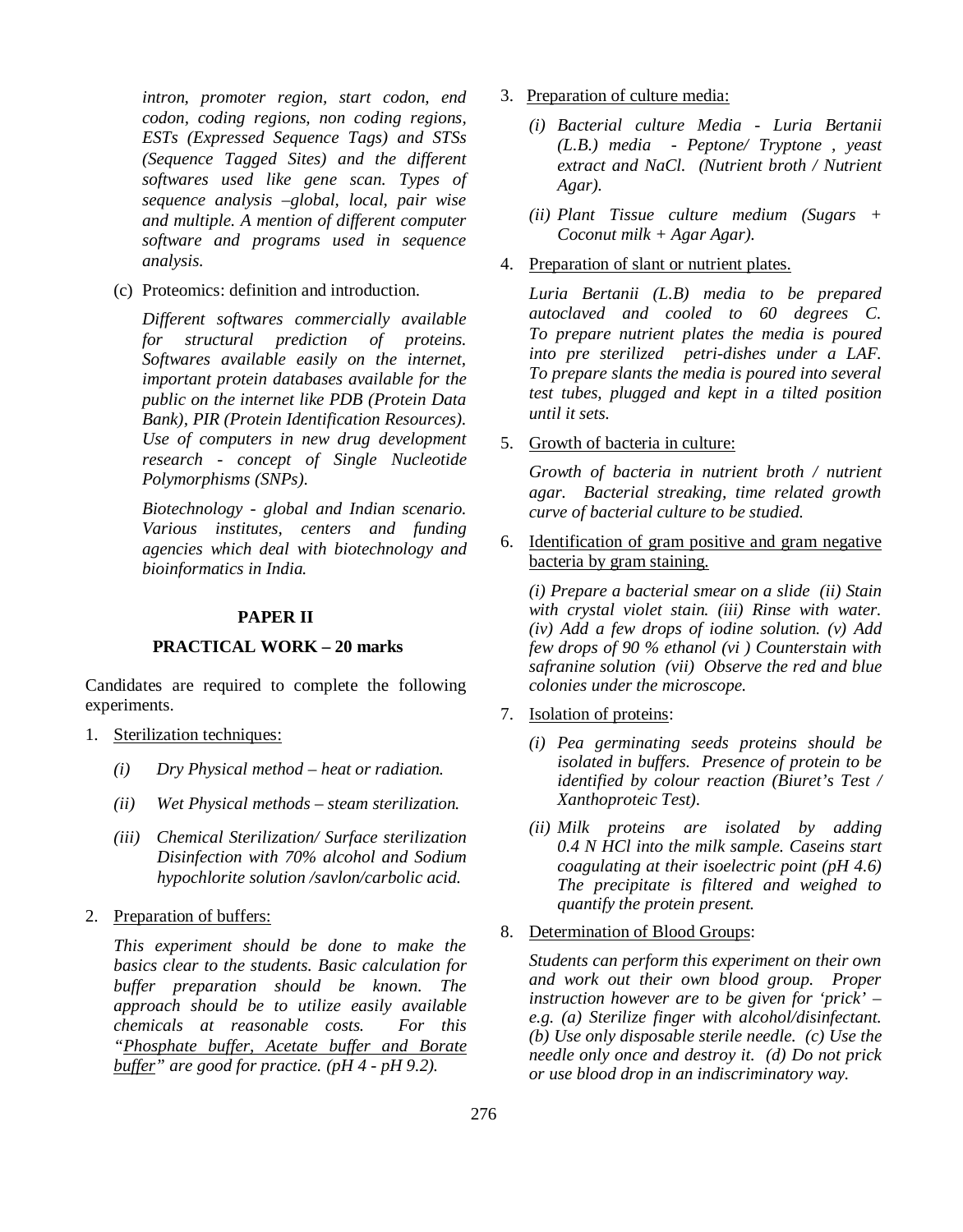*intron, promoter region, start codon, end codon, coding regions, non coding regions, ESTs (Expressed Sequence Tags) and STSs (Sequence Tagged Sites) and the different softwares used like gene scan. Types of sequence analysis –global, local, pair wise and multiple. A mention of different computer software and programs used in sequence analysis.*

(c) Proteomics: definition and introduction.

*Different softwares commercially available for structural prediction of proteins. Softwares available easily on the internet, important protein databases available for the public on the internet like PDB (Protein Data Bank), PIR (Protein Identification Resources). Use of computers in new drug development research - concept of Single Nucleotide Polymorphisms (SNPs).*

*Biotechnology - global and Indian scenario. Various institutes, centers and funding agencies which deal with biotechnology and bioinformatics in India.*

## PAPER II

### PRACTICAL WORK – 20 marks

Candidates are required to complete the following experiments.

1. Sterilization techniques:
   - *(i) Dry Physical method – heat or radiation.*
   - *(ii) Wet Physical methods – steam sterilization.*
   - *(iii) Chemical Sterilization/ Surface sterilization Disinfection with 70% alcohol and Sodium hypochlorite solution /savlon/carbolic acid.*

2. Preparation of buffers:

   *This experiment should be done to make the basics clear to the students. Basic calculation for buffer preparation should be known. The approach should be to utilize easily available chemicals at reasonable costs. For this "Phosphate buffer, Acetate buffer and Borate buffer" are good for practice. (pH 4 - pH 9.2).*

3. Preparation of culture media:
   - *(i) Bacterial culture Media - Luria Bertanii (L.B.) media - Peptone/ Tryptone , yeast extract and NaCl. (Nutrient broth / Nutrient Agar).*
   - *(ii) Plant Tissue culture medium (Sugars + Coconut milk + Agar Agar).*

4. Preparation of slant or nutrient plates.

   *Luria Bertanii (L.B) media to be prepared autoclaved and cooled to 60 degrees C. To prepare nutrient plates the media is poured into pre sterilized petri-dishes under a LAF. To prepare slants the media is poured into several test tubes, plugged and kept in a tilted position until it sets.*

5. Growth of bacteria in culture:

   *Growth of bacteria in nutrient broth / nutrient agar. Bacterial streaking, time related growth curve of bacterial culture to be studied.*

6. Identification of gram positive and gram negative bacteria by gram staining.

   *(i) Prepare a bacterial smear on a slide (ii) Stain with crystal violet stain. (iii) Rinse with water. (iv) Add a few drops of iodine solution. (v) Add few drops of 90 % ethanol (vi ) Counterstain with safranine solution (vii) Observe the red and blue colonies under the microscope.*

7. Isolation of proteins:
   - *(i) Pea germinating seeds proteins should be isolated in buffers. Presence of protein to be identified by colour reaction (Biuret's Test / Xanthoproteic Test).*
   - *(ii) Milk proteins are isolated by adding 0.4 N HCl into the milk sample. Caseins start coagulating at their isoelectric point (pH 4.6) The precipitate is filtered and weighed to quantify the protein present.*

8. Determination of Blood Groups:

   *Students can perform this experiment on their own and work out their own blood group. Proper instruction however are to be given for 'prick' – e.g. (a) Sterilize finger with alcohol/disinfectant. (b) Use only disposable sterile needle. (c) Use the needle only once and destroy it. (d) Do not prick or use blood drop in an indiscriminatory way.*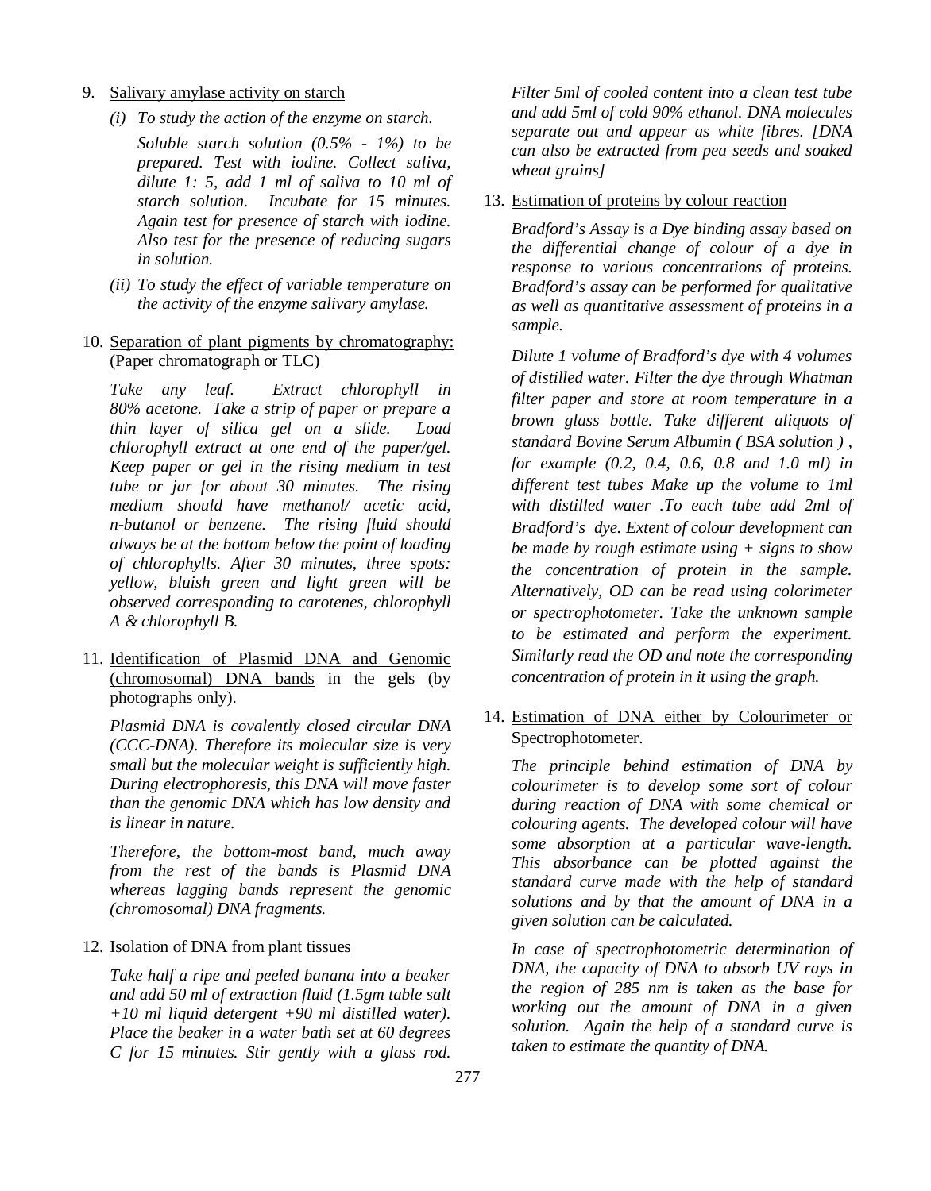9. <u>Salivary amylase activity on starch</u>

   (i) *To study the action of the enzyme on starch.*

   *Soluble starch solution (0.5% - 1%) to be prepared. Test with iodine. Collect saliva, dilute 1: 5, add 1 ml of saliva to 10 ml of starch solution. Incubate for 15 minutes. Again test for presence of starch with iodine. Also test for the presence of reducing sugars in solution.*

   (ii) *To study the effect of variable temperature on the activity of the enzyme salivary amylase.*

10. <u>Separation of plant pigments by chromatography:</u> (Paper chromatograph or TLC)

    *Take any leaf. Extract chlorophyll in 80% acetone. Take a strip of paper or prepare a thin layer of silica gel on a slide. Load chlorophyll extract at one end of the paper/gel. Keep paper or gel in the rising medium in test tube or jar for about 30 minutes. The rising medium should have methanol/ acetic acid, n-butanol or benzene. The rising fluid should always be at the bottom below the point of loading of chlorophylls. After 30 minutes, three spots: yellow, bluish green and light green will be observed corresponding to carotenes, chlorophyll A & chlorophyll B.*

11. <u>Identification of Plasmid DNA and Genomic (chromosomal) DNA bands</u> in the gels (by photographs only).

    *Plasmid DNA is covalently closed circular DNA (CCC-DNA). Therefore its molecular size is very small but the molecular weight is sufficiently high. During electrophoresis, this DNA will move faster than the genomic DNA which has low density and is linear in nature.*

    *Therefore, the bottom-most band, much away from the rest of the bands is Plasmid DNA whereas lagging bands represent the genomic (chromosomal) DNA fragments.*

12. <u>Isolation of DNA from plant tissues</u>

    *Take half a ripe and peeled banana into a beaker and add 50 ml of extraction fluid (1.5gm table salt +10 ml liquid detergent +90 ml distilled water). Place the beaker in a water bath set at 60 degrees C for 15 minutes. Stir gently with a glass rod. Filter 5ml of cooled content into a clean test tube and add 5ml of cold 90% ethanol. DNA molecules separate out and appear as white fibres. [DNA can also be extracted from pea seeds and soaked wheat grains]*

13. <u>Estimation of proteins by colour reaction</u>

    *Bradford's Assay is a Dye binding assay based on the differential change of colour of a dye in response to various concentrations of proteins. Bradford's assay can be performed for qualitative as well as quantitative assessment of proteins in a sample.*

    *Dilute 1 volume of Bradford's dye with 4 volumes of distilled water. Filter the dye through Whatman filter paper and store at room temperature in a brown glass bottle. Take different aliquots of standard Bovine Serum Albumin ( BSA solution ) , for example (0.2, 0.4, 0.6, 0.8 and 1.0 ml) in different test tubes Make up the volume to 1ml with distilled water .To each tube add 2ml of Bradford's dye. Extent of colour development can be made by rough estimate using + signs to show the concentration of protein in the sample. Alternatively, OD can be read using colorimeter or spectrophotometer. Take the unknown sample to be estimated and perform the experiment. Similarly read the OD and note the corresponding concentration of protein in it using the graph.*

14. <u>Estimation of DNA either by Colourimeter or Spectrophotometer.</u>

    *The principle behind estimation of DNA by colourimeter is to develop some sort of colour during reaction of DNA with some chemical or colouring agents. The developed colour will have some absorption at a particular wave-length. This absorbance can be plotted against the standard curve made with the help of standard solutions and by that the amount of DNA in a given solution can be calculated.*

    *In case of spectrophotometric determination of DNA, the capacity of DNA to absorb UV rays in the region of 285 nm is taken as the base for working out the amount of DNA in a given solution. Again the help of a standard curve is taken to estimate the quantity of DNA.*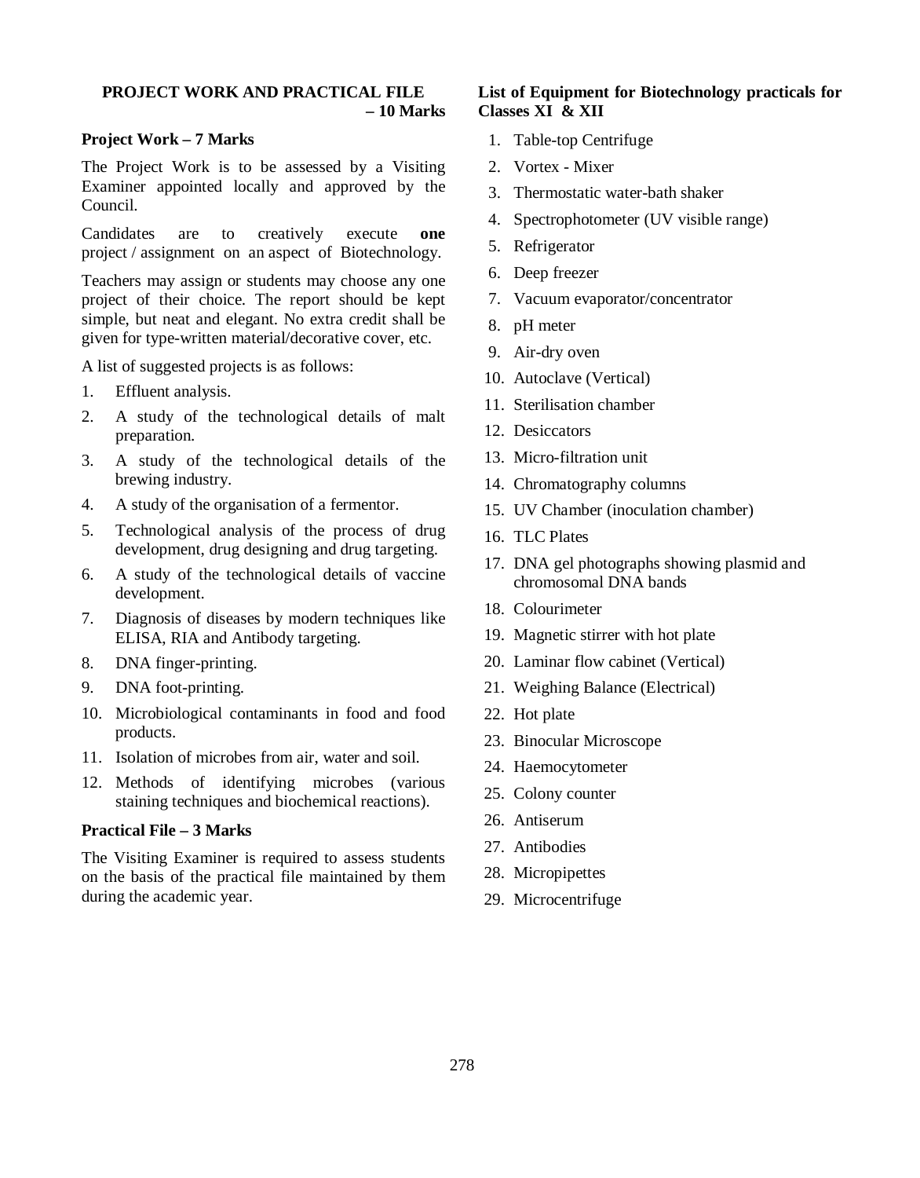## PROJECT WORK AND PRACTICAL FILE – 10 Marks

### Project Work – 7 Marks

The Project Work is to be assessed by a Visiting Examiner appointed locally and approved by the Council.

Candidates are to creatively execute **one** project / assignment on an aspect of Biotechnology.

Teachers may assign or students may choose any one project of their choice. The report should be kept simple, but neat and elegant. No extra credit shall be given for type-written material/decorative cover, etc.

A list of suggested projects is as follows:

1. Effluent analysis.
2. A study of the technological details of malt preparation.
3. A study of the technological details of the brewing industry.
4. A study of the organisation of a fermentor.
5. Technological analysis of the process of drug development, drug designing and drug targeting.
6. A study of the technological details of vaccine development.
7. Diagnosis of diseases by modern techniques like ELISA, RIA and Antibody targeting.
8. DNA finger-printing.
9. DNA foot-printing.
10. Microbiological contaminants in food and food products.
11. Isolation of microbes from air, water and soil.
12. Methods of identifying microbes (various staining techniques and biochemical reactions).

### Practical File – 3 Marks

The Visiting Examiner is required to assess students on the basis of the practical file maintained by them during the academic year.

### List of Equipment for Biotechnology practicals for Classes XI & XII

1. Table-top Centrifuge
2. Vortex - Mixer
3. Thermostatic water-bath shaker
4. Spectrophotometer (UV visible range)
5. Refrigerator
6. Deep freezer
7. Vacuum evaporator/concentrator
8. pH meter
9. Air-dry oven
10. Autoclave (Vertical)
11. Sterilisation chamber
12. Desiccators
13. Micro-filtration unit
14. Chromatography columns
15. UV Chamber (inoculation chamber)
16. TLC Plates
17. DNA gel photographs showing plasmid and chromosomal DNA bands
18. Colourimeter
19. Magnetic stirrer with hot plate
20. Laminar flow cabinet (Vertical)
21. Weighing Balance (Electrical)
22. Hot plate
23. Binocular Microscope
24. Haemocytometer
25. Colony counter
26. Antiserum
27. Antibodies
28. Micropipettes
29. Microcentrifuge